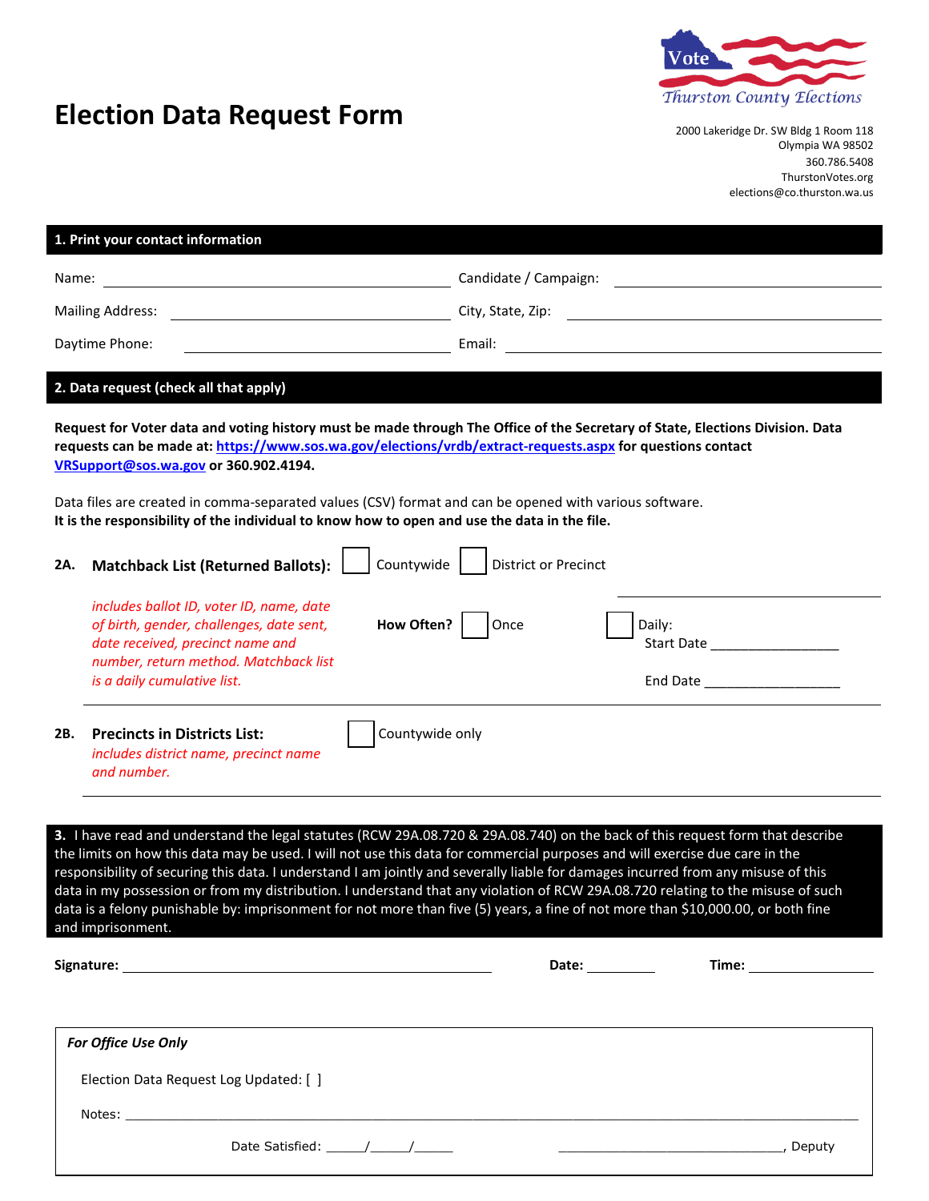# Election Data Request Form

Vote
Thurston County Elections

2000 Lakeridge Dr. SW Bldg 1 Room 118
Olympia WA 98502
360.786.5408
ThurstonVotes.org
elections@co.thurston.wa.us

## 1. Print your contact information

Name: ______________________ Candidate / Campaign: ______________________

Mailing Address: ______________________ City, State, Zip: ______________________

Daytime Phone: ______________________ Email: ______________________

## 2. Data request (check all that apply)

**Request for Voter data and voting history must be made through The Office of the Secretary of State, Elections Division. Data requests can be made at: https://www.sos.wa.gov/elections/vrdb/extract-requests.aspx for questions contact VRSupport@sos.wa.gov or 360.902.4194.**

Data files are created in comma-separated values (CSV) format and can be opened with various software.
**It is the responsibility of the individual to know how to open and use the data in the file.**

**2A. Matchback List (Returned Ballots):** ☐ Countywide ☐ District or Precinct ______________________

*includes ballot ID, voter ID, name, date of birth, gender, challenges, date sent, date received, precinct name and number, return method. Matchback list is a daily cumulative list.*

**How Often?** ☐ Once ☐ Daily:
Start Date _________________
End Date __________________

**2B. Precincts in Districts List:** ☐ Countywide only

*includes district name, precinct name and number.*

**3.** I have read and understand the legal statutes (RCW 29A.08.720 & 29A.08.740) on the back of this request form that describe the limits on how this data may be used. I will not use this data for commercial purposes and will exercise due care in the responsibility of securing this data. I understand I am jointly and severally liable for damages incurred from any misuse of this data in my possession or from my distribution. I understand that any violation of RCW 29A.08.720 relating to the misuse of such data is a felony punishable by: imprisonment for not more than five (5) years, a fine of not more than $10,000.00, or both fine and imprisonment.

**Signature:** ______________________ **Date:** _________ **Time:** ______________

***For Office Use Only***

Election Data Request Log Updated: [ ]

Notes: ______________________________________________________________________

Date Satisfied: _____/_____/_____ ______________________________, Deputy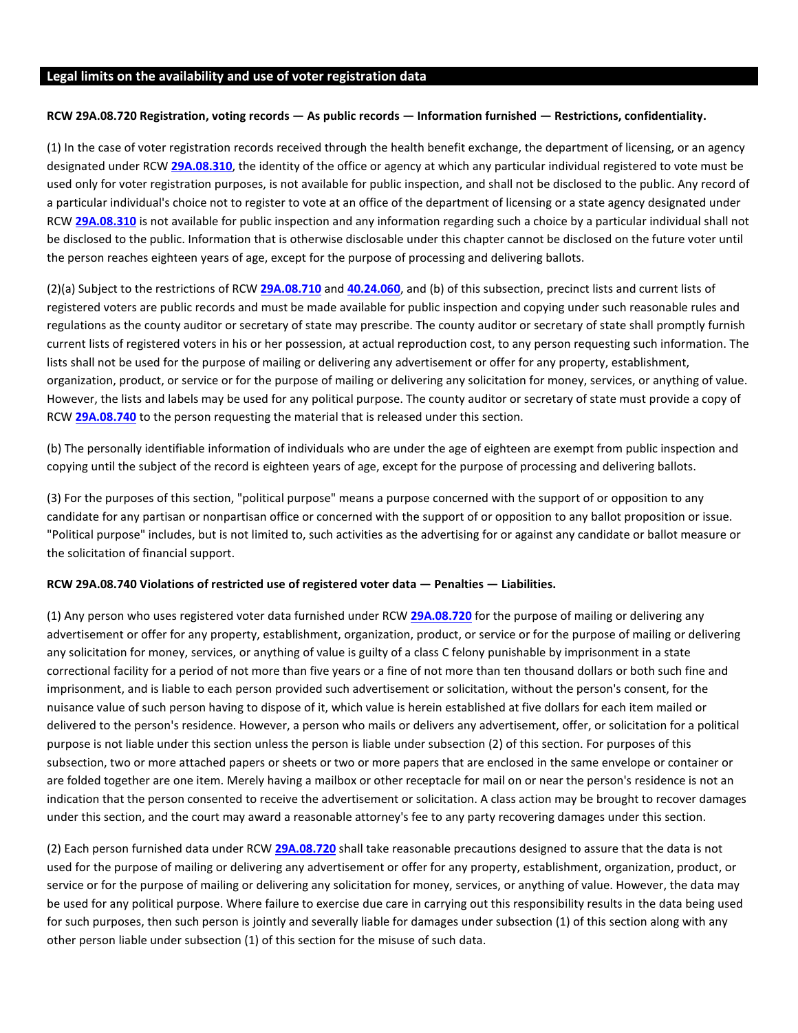## Legal limits on the availability and use of voter registration data

**RCW 29A.08.720 Registration, voting records — As public records — Information furnished — Restrictions, confidentiality.**

(1) In the case of voter registration records received through the health benefit exchange, the department of licensing, or an agency designated under RCW **29A.08.310**, the identity of the office or agency at which any particular individual registered to vote must be used only for voter registration purposes, is not available for public inspection, and shall not be disclosed to the public. Any record of a particular individual's choice not to register to vote at an office of the department of licensing or a state agency designated under RCW **29A.08.310** is not available for public inspection and any information regarding such a choice by a particular individual shall not be disclosed to the public. Information that is otherwise disclosable under this chapter cannot be disclosed on the future voter until the person reaches eighteen years of age, except for the purpose of processing and delivering ballots.

(2)(a) Subject to the restrictions of RCW **29A.08.710** and **40.24.060**, and (b) of this subsection, precinct lists and current lists of registered voters are public records and must be made available for public inspection and copying under such reasonable rules and regulations as the county auditor or secretary of state may prescribe. The county auditor or secretary of state shall promptly furnish current lists of registered voters in his or her possession, at actual reproduction cost, to any person requesting such information. The lists shall not be used for the purpose of mailing or delivering any advertisement or offer for any property, establishment, organization, product, or service or for the purpose of mailing or delivering any solicitation for money, services, or anything of value. However, the lists and labels may be used for any political purpose. The county auditor or secretary of state must provide a copy of RCW **29A.08.740** to the person requesting the material that is released under this section.

(b) The personally identifiable information of individuals who are under the age of eighteen are exempt from public inspection and copying until the subject of the record is eighteen years of age, except for the purpose of processing and delivering ballots.

(3) For the purposes of this section, "political purpose" means a purpose concerned with the support of or opposition to any candidate for any partisan or nonpartisan office or concerned with the support of or opposition to any ballot proposition or issue. "Political purpose" includes, but is not limited to, such activities as the advertising for or against any candidate or ballot measure or the solicitation of financial support.

**RCW 29A.08.740 Violations of restricted use of registered voter data — Penalties — Liabilities.**

(1) Any person who uses registered voter data furnished under RCW **29A.08.720** for the purpose of mailing or delivering any advertisement or offer for any property, establishment, organization, product, or service or for the purpose of mailing or delivering any solicitation for money, services, or anything of value is guilty of a class C felony punishable by imprisonment in a state correctional facility for a period of not more than five years or a fine of not more than ten thousand dollars or both such fine and imprisonment, and is liable to each person provided such advertisement or solicitation, without the person's consent, for the nuisance value of such person having to dispose of it, which value is herein established at five dollars for each item mailed or delivered to the person's residence. However, a person who mails or delivers any advertisement, offer, or solicitation for a political purpose is not liable under this section unless the person is liable under subsection (2) of this section. For purposes of this subsection, two or more attached papers or sheets or two or more papers that are enclosed in the same envelope or container or are folded together are one item. Merely having a mailbox or other receptacle for mail on or near the person's residence is not an indication that the person consented to receive the advertisement or solicitation. A class action may be brought to recover damages under this section, and the court may award a reasonable attorney's fee to any party recovering damages under this section.

(2) Each person furnished data under RCW **29A.08.720** shall take reasonable precautions designed to assure that the data is not used for the purpose of mailing or delivering any advertisement or offer for any property, establishment, organization, product, or service or for the purpose of mailing or delivering any solicitation for money, services, or anything of value. However, the data may be used for any political purpose. Where failure to exercise due care in carrying out this responsibility results in the data being used for such purposes, then such person is jointly and severally liable for damages under subsection (1) of this section along with any other person liable under subsection (1) of this section for the misuse of such data.